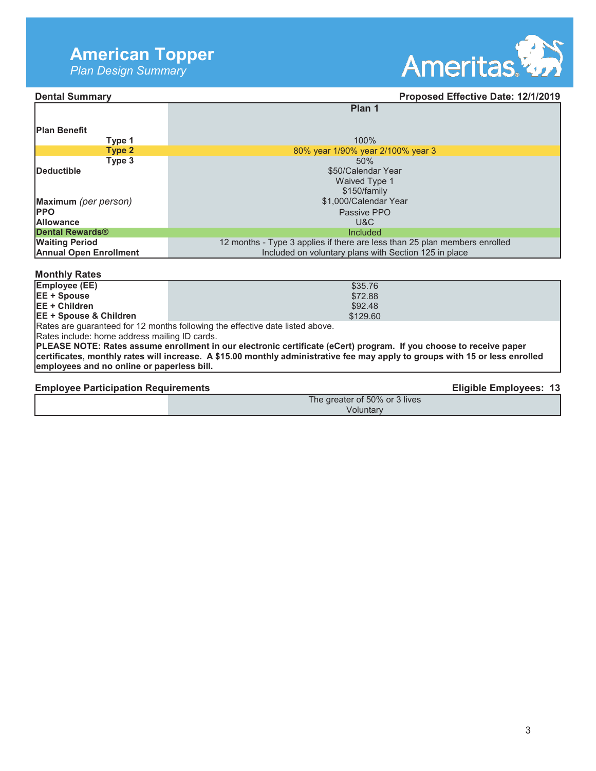# American Topper

*Plan Design Summary*

Ameritas

**Dental Summary** | **Proposed Effective Date: 12/1/2019**

| | Plan 1 |
|---|---|
| **Plan Benefit** | |
| **Type 1** | 100% |
| **Type 2** | 80% year 1/90% year 2/100% year 3 |
| **Type 3** | 50% |
| **Deductible** | $50/Calendar Year<br>Waived Type 1<br>$150/family |
| **Maximum** *(per person)* | $1,000/Calendar Year |
| **PPO** | Passive PPO |
| **Allowance** | U&C |
| **Dental Rewards®** | Included |
| **Waiting Period** | 12 months - Type 3 applies if there are less than 25 plan members enrolled |
| **Annual Open Enrollment** | Included on voluntary plans with Section 125 in place |

## Monthly Rates

| | |
|---|---|
| **Employee (EE)** | $35.76 |
| **EE + Spouse** | $72.88 |
| **EE + Children** | $92.48 |
| **EE + Spouse & Children** | $129.60 |

Rates are guaranteed for 12 months following the effective date listed above.

Rates include: home address mailing ID cards.

**PLEASE NOTE: Rates assume enrollment in our electronic certificate (eCert) program. If you choose to receive paper certificates, monthly rates will increase. A $15.00 monthly administrative fee may apply to groups with 15 or less enrolled employees and no online or paperless bill.**

**Employee Participation Requirements** | **Eligible Employees: 13**

| | |
|---|---|
| | The greater of 50% or 3 lives<br>Voluntary |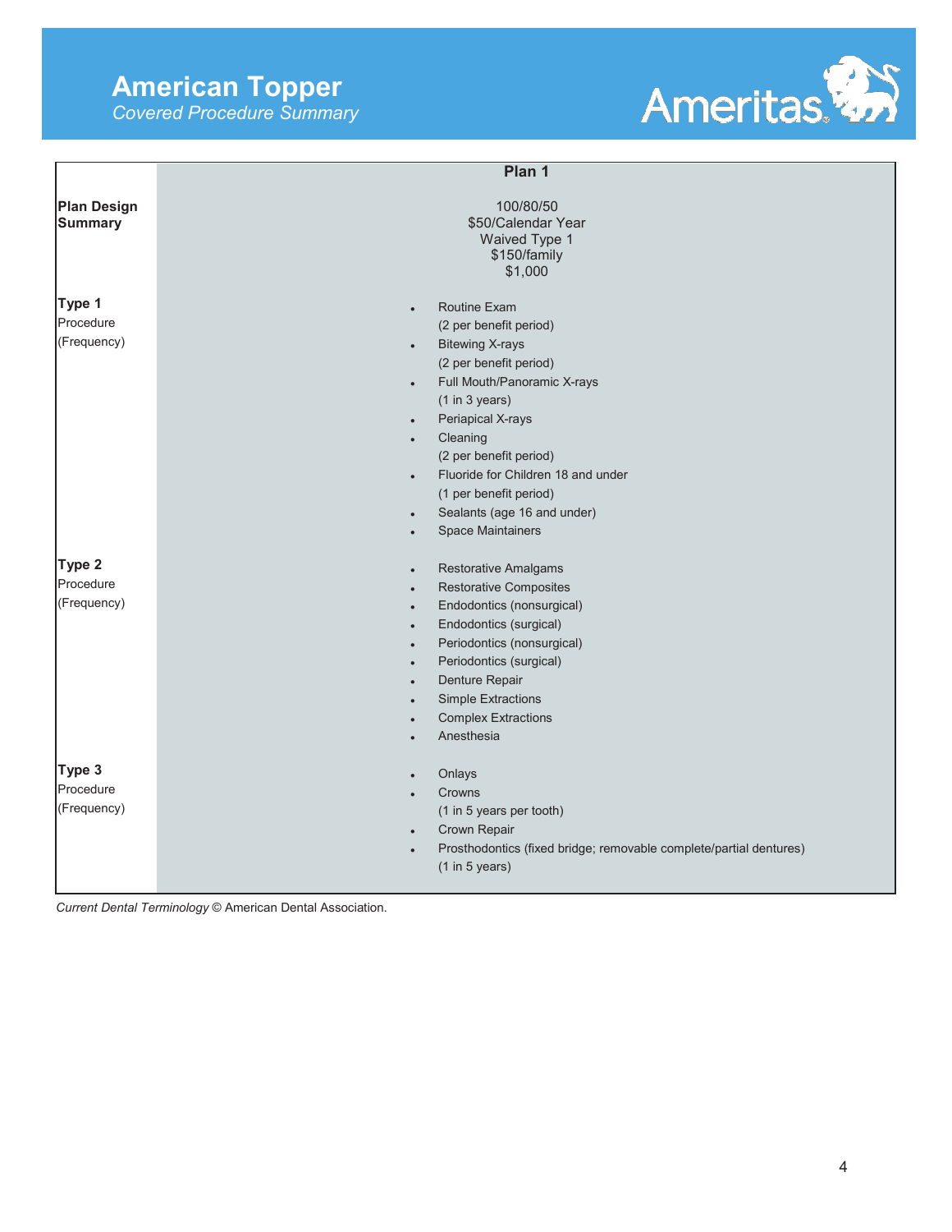# American Topper

*Covered Procedure Summary*

| | Plan 1 |
|---|---|
| **Plan Design Summary** | 100/80/50<br>$50/Calendar Year<br>Waived Type 1<br>$150/family<br>$1,000 |
| **Type 1** Procedure (Frequency) | • Routine Exam (2 per benefit period)<br>• Bitewing X-rays (2 per benefit period)<br>• Full Mouth/Panoramic X-rays (1 in 3 years)<br>• Periapical X-rays<br>• Cleaning (2 per benefit period)<br>• Fluoride for Children 18 and under (1 per benefit period)<br>• Sealants (age 16 and under)<br>• Space Maintainers |
| **Type 2** Procedure (Frequency) | • Restorative Amalgams<br>• Restorative Composites<br>• Endodontics (nonsurgical)<br>• Endodontics (surgical)<br>• Periodontics (nonsurgical)<br>• Periodontics (surgical)<br>• Denture Repair<br>• Simple Extractions<br>• Complex Extractions<br>• Anesthesia |
| **Type 3** Procedure (Frequency) | • Onlays<br>• Crowns (1 in 5 years per tooth)<br>• Crown Repair<br>• Prosthodontics (fixed bridge; removable complete/partial dentures) (1 in 5 years) |

*Current Dental Terminology* © American Dental Association.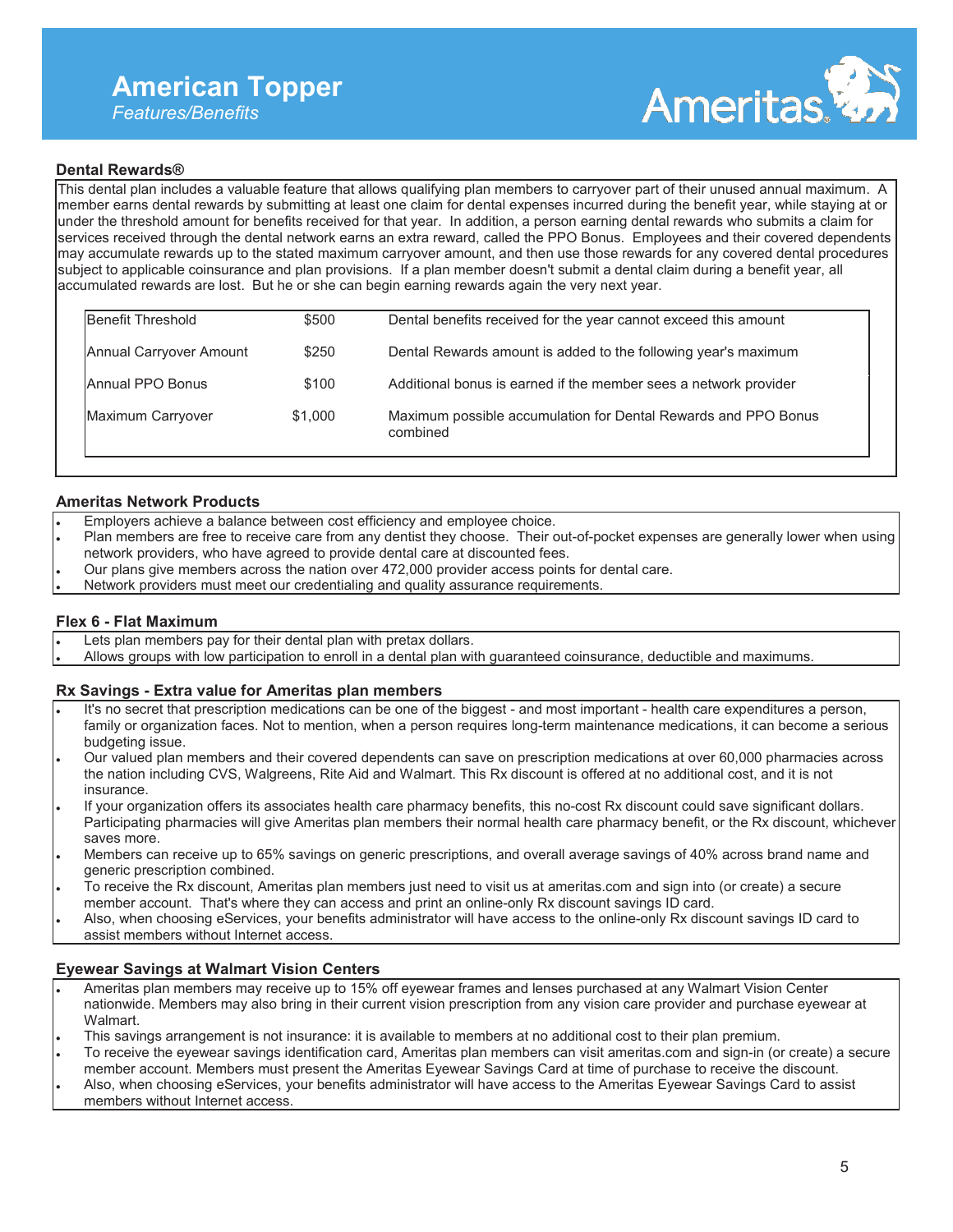# American Topper

*Features/Benefits*

### Dental Rewards®

This dental plan includes a valuable feature that allows qualifying plan members to carryover part of their unused annual maximum. A member earns dental rewards by submitting at least one claim for dental expenses incurred during the benefit year, while staying at or under the threshold amount for benefits received for that year. In addition, a person earning dental rewards who submits a claim for services received through the dental network earns an extra reward, called the PPO Bonus. Employees and their covered dependents may accumulate rewards up to the stated maximum carryover amount, and then use those rewards for any covered dental procedures subject to applicable coinsurance and plan provisions. If a plan member doesn't submit a dental claim during a benefit year, all accumulated rewards are lost. But he or she can begin earning rewards again the very next year.

| | | |
|---|---|---|
| Benefit Threshold | $500 | Dental benefits received for the year cannot exceed this amount |
| Annual Carryover Amount | $250 | Dental Rewards amount is added to the following year's maximum |
| Annual PPO Bonus | $100 | Additional bonus is earned if the member sees a network provider |
| Maximum Carryover | $1,000 | Maximum possible accumulation for Dental Rewards and PPO Bonus combined |

### Ameritas Network Products

- Employers achieve a balance between cost efficiency and employee choice.
- Plan members are free to receive care from any dentist they choose. Their out-of-pocket expenses are generally lower when using network providers, who have agreed to provide dental care at discounted fees.
- Our plans give members across the nation over 472,000 provider access points for dental care.
- Network providers must meet our credentialing and quality assurance requirements.

### Flex 6 - Flat Maximum

- Lets plan members pay for their dental plan with pretax dollars.
- Allows groups with low participation to enroll in a dental plan with guaranteed coinsurance, deductible and maximums.

### Rx Savings - Extra value for Ameritas plan members

- It's no secret that prescription medications can be one of the biggest - and most important - health care expenditures a person, family or organization faces. Not to mention, when a person requires long-term maintenance medications, it can become a serious budgeting issue.
- Our valued plan members and their covered dependents can save on prescription medications at over 60,000 pharmacies across the nation including CVS, Walgreens, Rite Aid and Walmart. This Rx discount is offered at no additional cost, and it is not insurance.
- If your organization offers its associates health care pharmacy benefits, this no-cost Rx discount could save significant dollars. Participating pharmacies will give Ameritas plan members their normal health care pharmacy benefit, or the Rx discount, whichever saves more.
- Members can receive up to 65% savings on generic prescriptions, and overall average savings of 40% across brand name and generic prescription combined.
- To receive the Rx discount, Ameritas plan members just need to visit us at ameritas.com and sign into (or create) a secure member account. That's where they can access and print an online-only Rx discount savings ID card.
- Also, when choosing eServices, your benefits administrator will have access to the online-only Rx discount savings ID card to assist members without Internet access.

### Eyewear Savings at Walmart Vision Centers

- Ameritas plan members may receive up to 15% off eyewear frames and lenses purchased at any Walmart Vision Center nationwide. Members may also bring in their current vision prescription from any vision care provider and purchase eyewear at Walmart.
- This savings arrangement is not insurance: it is available to members at no additional cost to their plan premium.
- To receive the eyewear savings identification card, Ameritas plan members can visit ameritas.com and sign-in (or create) a secure member account. Members must present the Ameritas Eyewear Savings Card at time of purchase to receive the discount.
- Also, when choosing eServices, your benefits administrator will have access to the Ameritas Eyewear Savings Card to assist members without Internet access.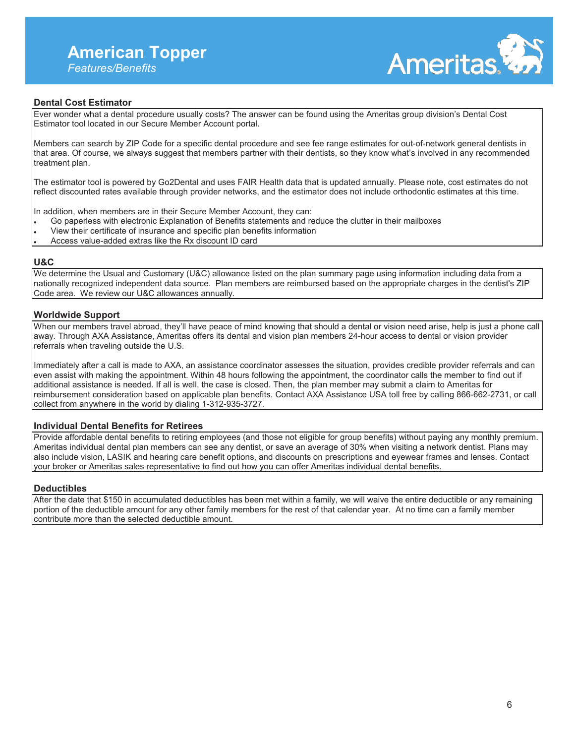# American Topper

*Features/Benefits*

### Dental Cost Estimator

Ever wonder what a dental procedure usually costs? The answer can be found using the Ameritas group division's Dental Cost Estimator tool located in our Secure Member Account portal.

Members can search by ZIP Code for a specific dental procedure and see fee range estimates for out-of-network general dentists in that area. Of course, we always suggest that members partner with their dentists, so they know what's involved in any recommended treatment plan.

The estimator tool is powered by Go2Dental and uses FAIR Health data that is updated annually. Please note, cost estimates do not reflect discounted rates available through provider networks, and the estimator does not include orthodontic estimates at this time.

In addition, when members are in their Secure Member Account, they can:

- Go paperless with electronic Explanation of Benefits statements and reduce the clutter in their mailboxes
- View their certificate of insurance and specific plan benefits information
- Access value-added extras like the Rx discount ID card

### U&C

We determine the Usual and Customary (U&C) allowance listed on the plan summary page using information including data from a nationally recognized independent data source. Plan members are reimbursed based on the appropriate charges in the dentist's ZIP Code area. We review our U&C allowances annually.

### Worldwide Support

When our members travel abroad, they'll have peace of mind knowing that should a dental or vision need arise, help is just a phone call away. Through AXA Assistance, Ameritas offers its dental and vision plan members 24-hour access to dental or vision provider referrals when traveling outside the U.S.

Immediately after a call is made to AXA, an assistance coordinator assesses the situation, provides credible provider referrals and can even assist with making the appointment. Within 48 hours following the appointment, the coordinator calls the member to find out if additional assistance is needed. If all is well, the case is closed. Then, the plan member may submit a claim to Ameritas for reimbursement consideration based on applicable plan benefits. Contact AXA Assistance USA toll free by calling 866-662-2731, or call collect from anywhere in the world by dialing 1-312-935-3727.

### Individual Dental Benefits for Retirees

Provide affordable dental benefits to retiring employees (and those not eligible for group benefits) without paying any monthly premium. Ameritas individual dental plan members can see any dentist, or save an average of 30% when visiting a network dentist. Plans may also include vision, LASIK and hearing care benefit options, and discounts on prescriptions and eyewear frames and lenses. Contact your broker or Ameritas sales representative to find out how you can offer Ameritas individual dental benefits.

### Deductibles

After the date that $150 in accumulated deductibles has been met within a family, we will waive the entire deductible or any remaining portion of the deductible amount for any other family members for the rest of that calendar year. At no time can a family member contribute more than the selected deductible amount.